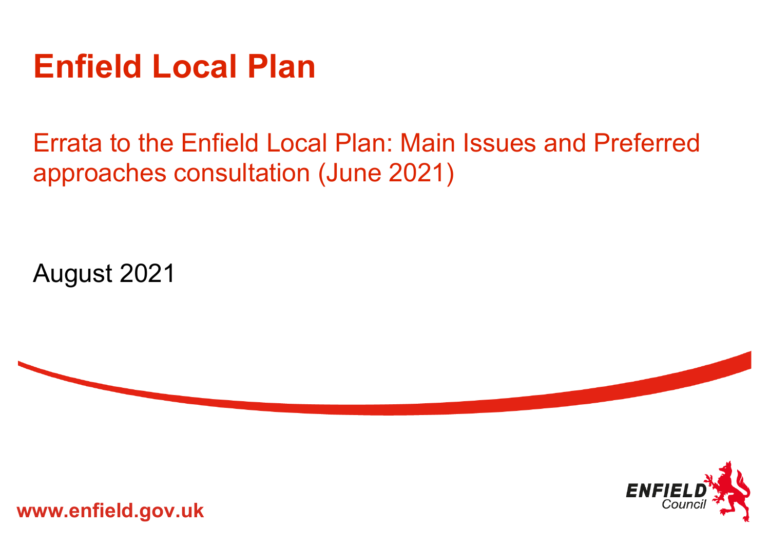# Enfield Local Plan

## Errata to the Enfield Local Plan: Main Issues and Preferred approaches consultation (June 2021)

August 2021

**www.enfield.gov.uk**

ENFIELD Council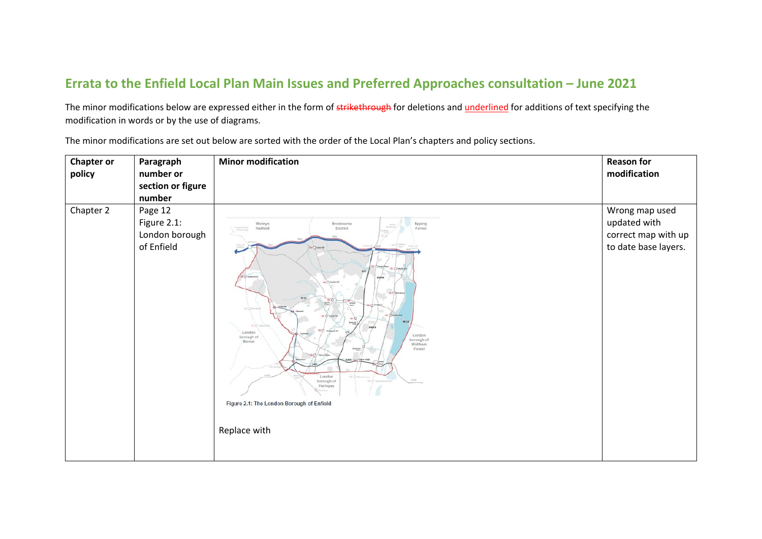## Errata to the Enfield Local Plan Main Issues and Preferred Approaches consultation – June 2021

The minor modifications below are expressed either in the form of ~~strikethrough~~ for deletions and <u>underlined</u> for additions of text specifying the modification in words or by the use of diagrams.

The minor modifications are set out below are sorted with the order of the Local Plan's chapters and policy sections.

| Chapter or policy | Paragraph number or section or figure number | Minor modification | Reason for modification |
|---|---|---|---|
| Chapter 2 | Page 12 Figure 2.1: London borough of Enfield | Welwyn Hatfield<br>Broxbourne District<br>Epping Forest<br>London borough of Barnet<br>London borough of Waltham Forest<br>London borough of Haringey<br>Figure 2.1: The London Borough of Enfield<br><br>Replace with | Wrong map used updated with correct map with up to date base layers. |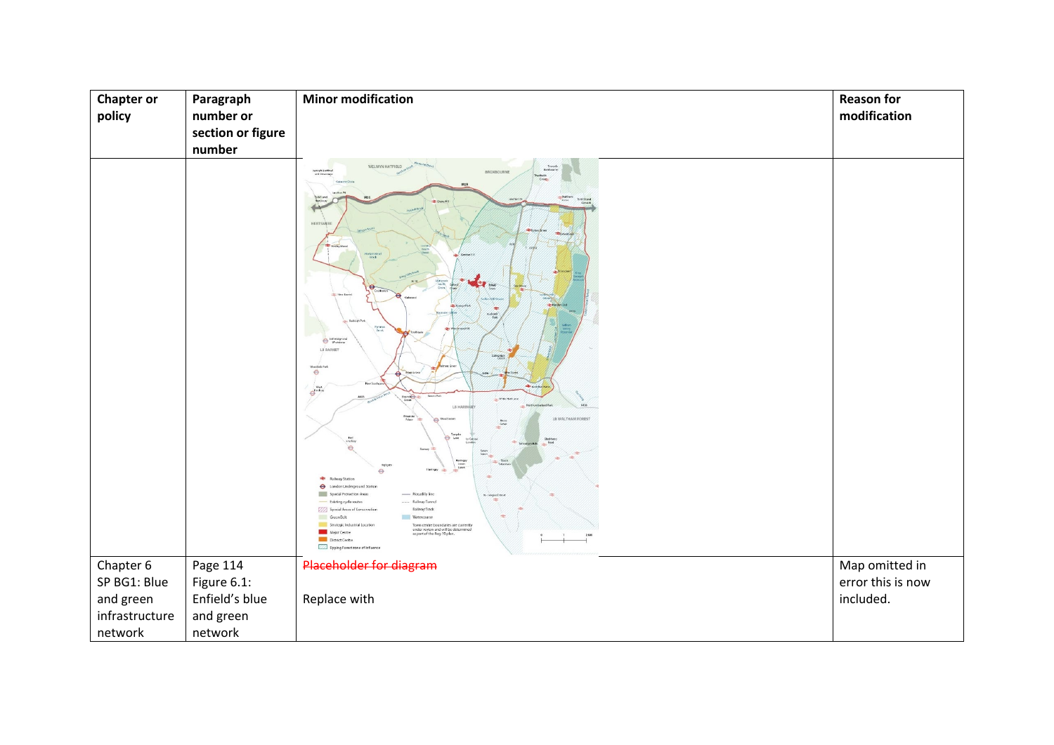| Chapter or policy | Paragraph number or section or figure number | Minor modification | Reason for modification |
|---|---|---|---|
| | | | |
| Chapter 6 SP BG1: Blue and green infrastructure network | Page 114 Figure 6.1: Enfield's blue and green network | ~~Placeholder for diagram~~ Replace with | Map omitted in error this is now included. |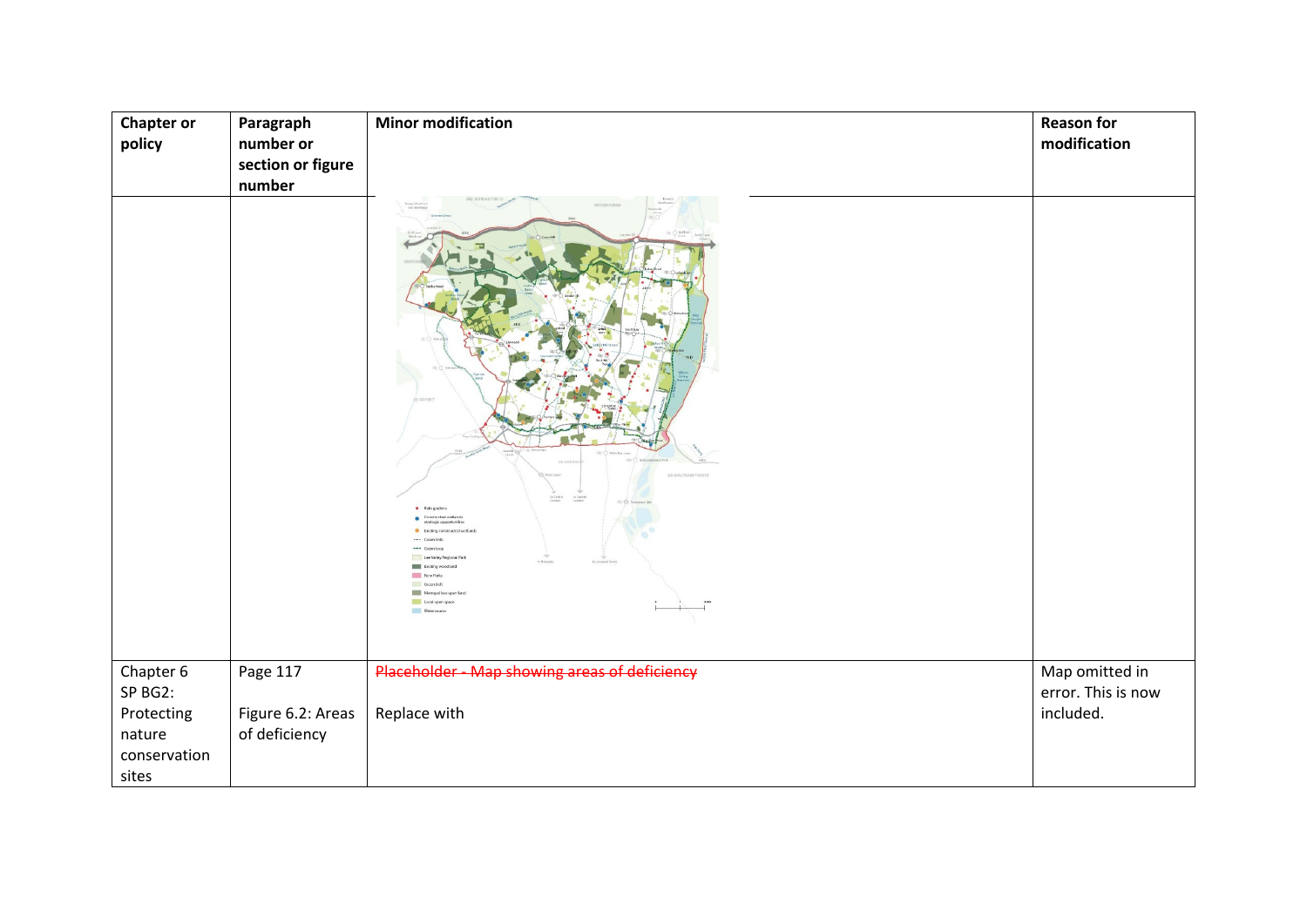| Chapter or policy | Paragraph number or section or figure number | Minor modification | Reason for modification |
|---|---|---|---|
| | | | |
| Chapter 6 SP BG2: Protecting nature conservation sites | Page 117<br><br>Figure 6.2: Areas of deficiency | ~~Placeholder - Map showing areas of deficiency~~<br><br>Replace with | Map omitted in error. This is now included. |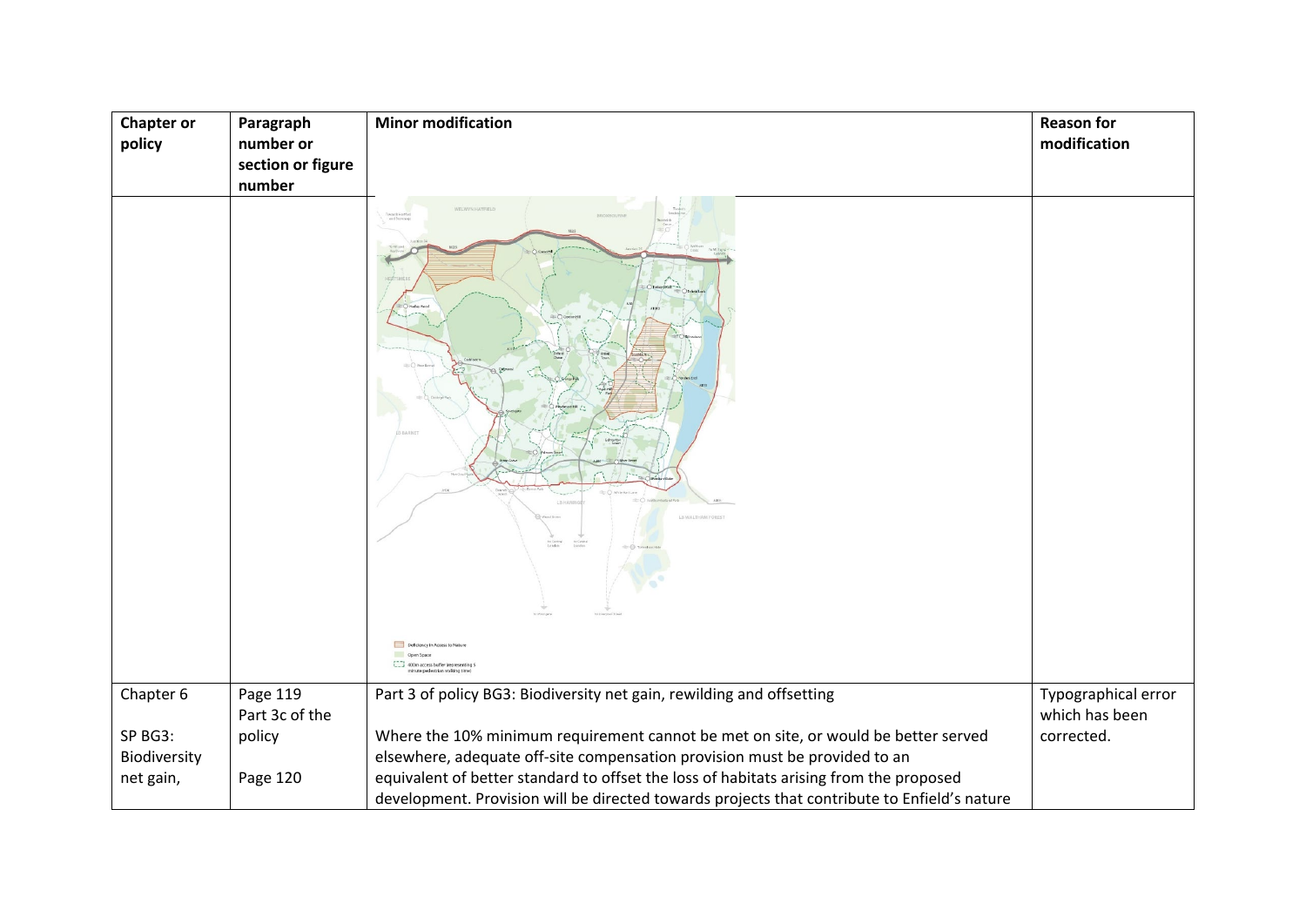| Chapter or policy | Paragraph number or section or figure number | Minor modification | Reason for modification |
|---|---|---|---|
| | | Deficiency in Access to Nature<br>Open Space<br>400m access buffer (representing 5 minute pedestrian walking time) | |
| Chapter 6<br><br>SP BG3: Biodiversity net gain, | Page 119<br>Part 3c of the policy<br><br>Page 120 | Part 3 of policy BG3: Biodiversity net gain, rewilding and offsetting<br><br>Where the 10% minimum requirement cannot be met on site, or would be better served elsewhere, adequate off-site compensation provision must be provided to an equivalent of better standard to offset the loss of habitats arising from the proposed development. Provision will be directed towards projects that contribute to Enfield's nature | Typographical error which has been corrected. |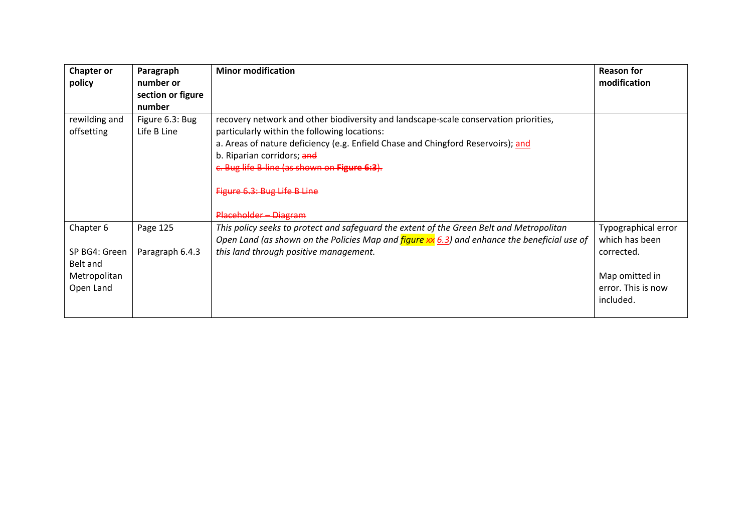| Chapter or policy | Paragraph number or section or figure number | Minor modification | Reason for modification |
|---|---|---|---|
| rewilding and offsetting | Figure 6.3: Bug Life B Line | recovery network and other biodiversity and landscape-scale conservation priorities, particularly within the following locations:<br>a. Areas of nature deficiency (e.g. Enfield Chase and Chingford Reservoirs); <u>and</u><br>b. Riparian corridors; ~~and~~<br>~~c. Bug life B-line (as shown on **Figure 6:3**).~~<br><br>~~Figure 6.3: Bug Life B Line~~<br><br>~~Placeholder – Diagram~~ | |
| Chapter 6<br><br>SP BG4: Green Belt and Metropolitan Open Land | Page 125<br><br>Paragraph 6.4.3 | *This policy seeks to protect and safeguard the extent of the Green Belt and Metropolitan Open Land (as shown on the Policies Map and figure ~~xx~~ <u>6.3</u>) and enhance the beneficial use of this land through positive management.* | Typographical error which has been corrected.<br><br>Map omitted in error. This is now included. |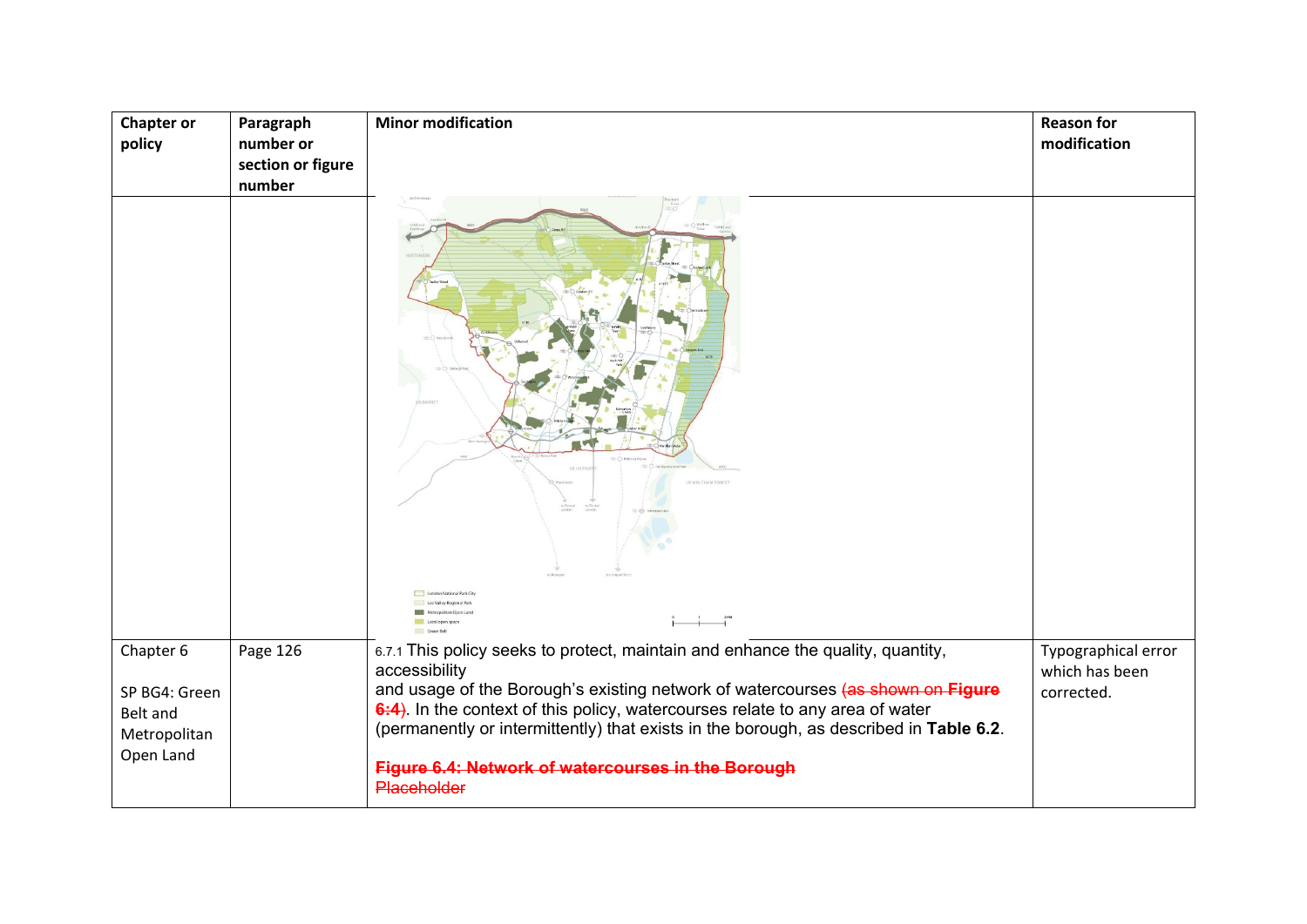| Chapter or policy | Paragraph number or section or figure number | Minor modification | Reason for modification |
|---|---|---|---|
| | | London National Park City<br>Lee Valley Regional Park<br>Metropolitan Open Land<br>Local open space<br>Green Belt | |
| Chapter 6<br><br>SP BG4: Green Belt and Metropolitan Open Land | Page 126 | 6.7.1 This policy seeks to protect, maintain and enhance the quality, quantity, accessibility and usage of the Borough's existing network of watercourses ~~(as shown on **Figure 6:4**)~~. In the context of this policy, watercourses relate to any area of water (permanently or intermittently) that exists in the borough, as described in **Table 6.2**.<br><br>~~**Figure 6.4: Network of watercourses in the Borough**~~<br>~~Placeholder~~ | Typographical error which has been corrected. |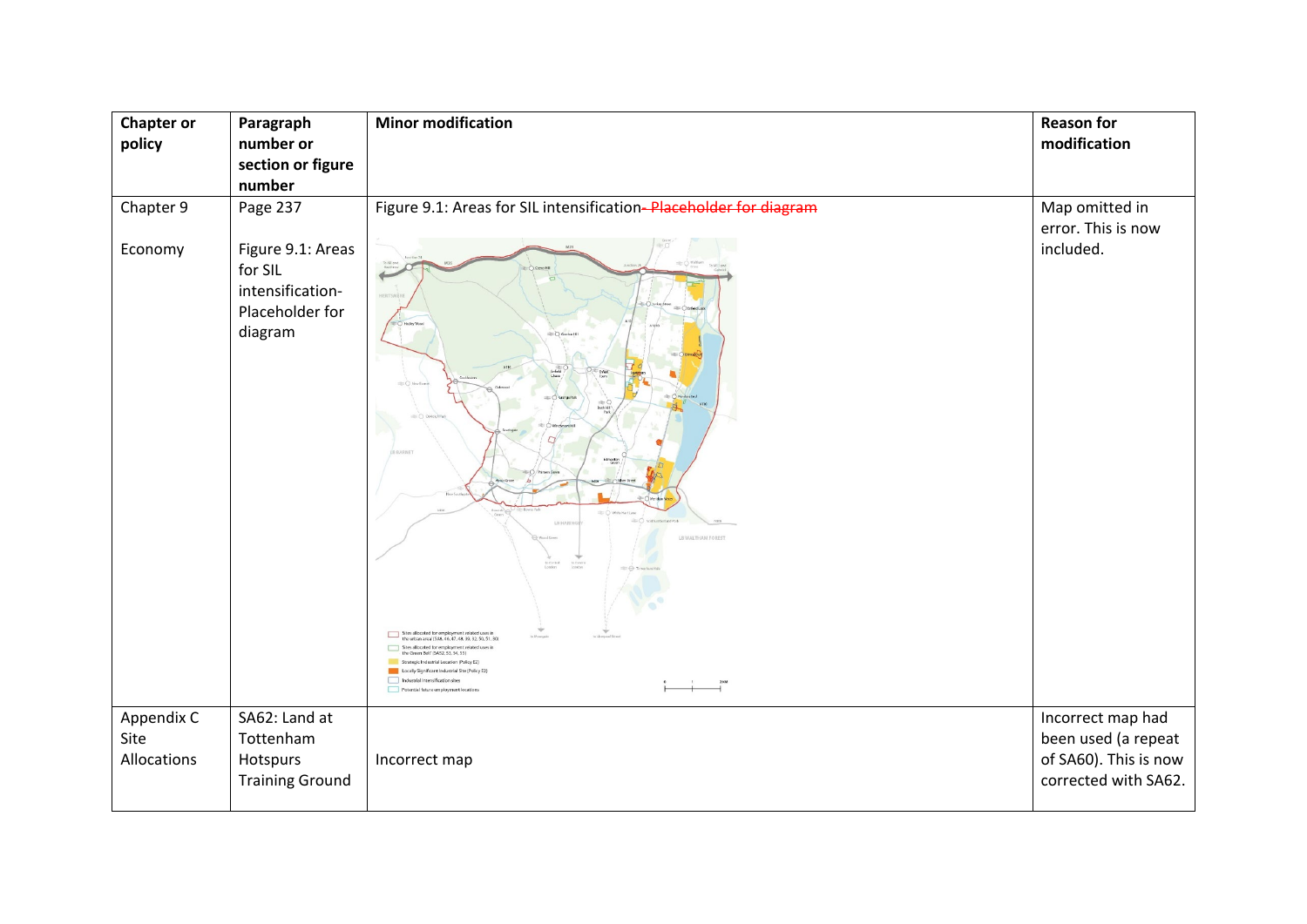| Chapter or policy | Paragraph number or section or figure number | Minor modification | Reason for modification |
| --- | --- | --- | --- |
| Chapter 9<br><br>Economy | Page 237<br><br>Figure 9.1: Areas for SIL intensification- Placeholder for diagram | Figure 9.1: Areas for SIL intensification ~~- Placeholder for diagram~~ | Map omitted in error. This is now included. |
| Appendix C Site Allocations | SA62: Land at Tottenham Hotspurs Training Ground | Incorrect map | Incorrect map had been used (a repeat of SA60). This is now corrected with SA62. |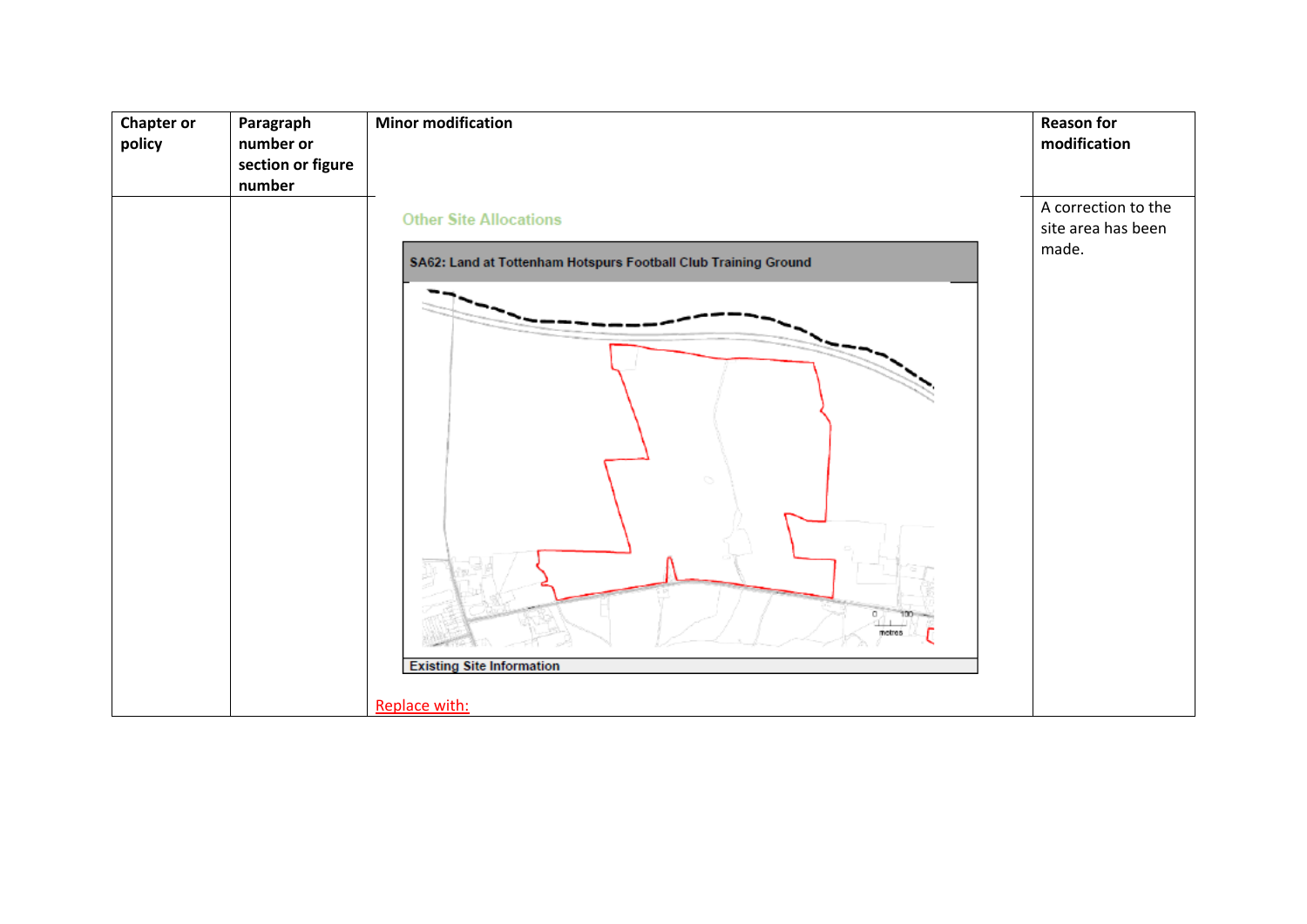| Chapter or policy | Paragraph number or section or figure number | Minor modification | Reason for modification |
|---|---|---|---|
| | | Other Site Allocations<br><br>SA62: Land at Tottenham Hotspurs Football Club Training Ground<br><br>0 100<br>metres<br><br>Existing Site Information<br><br>Replace with: | A correction to the site area has been made. |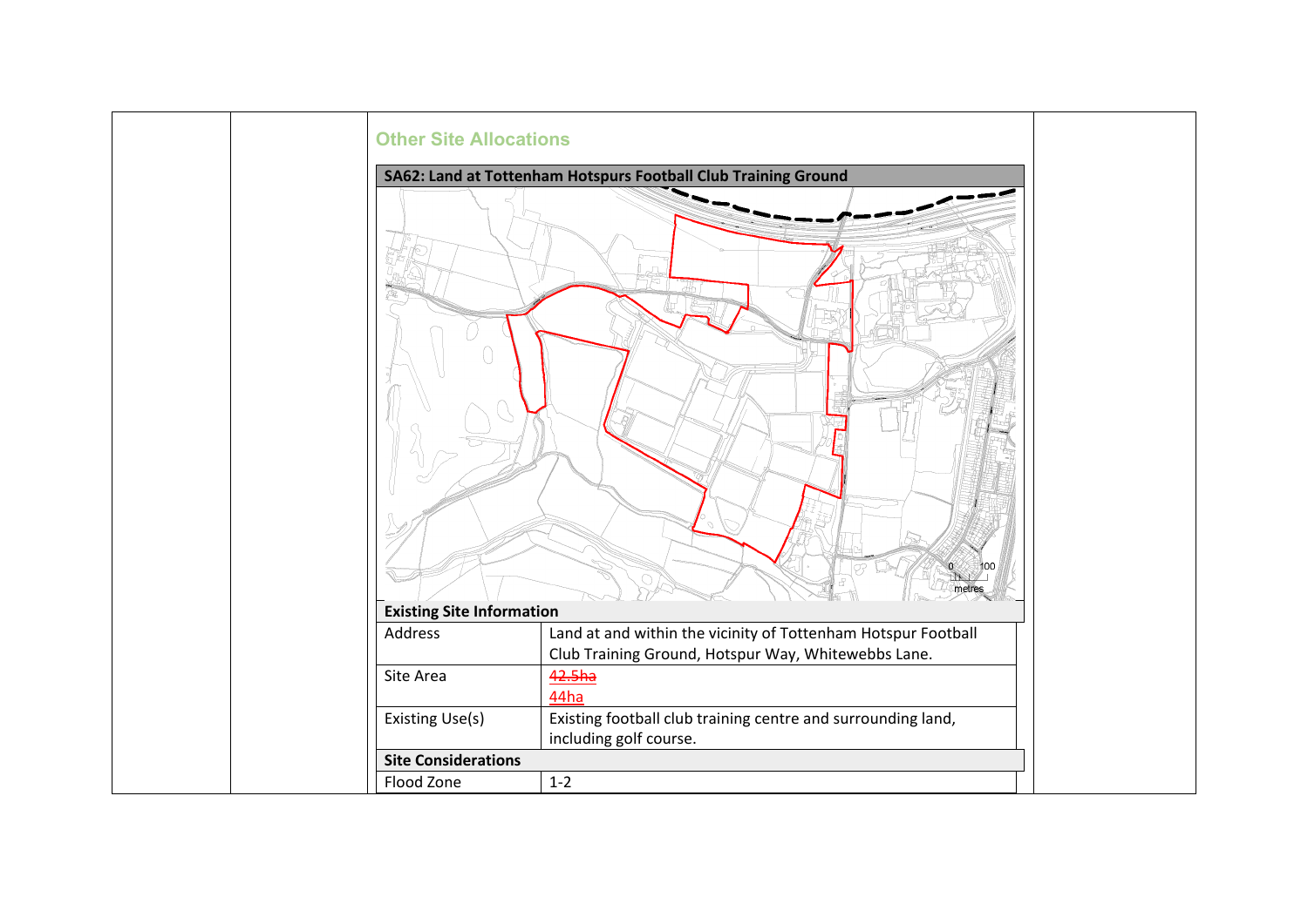### Other Site Allocations

**SA62: Land at Tottenham Hotspurs Football Club Training Ground**

0 100
metres

| **Existing Site Information** | |
|---|---|
| Address | Land at and within the vicinity of Tottenham Hotspur Football Club Training Ground, Hotspur Way, Whitewebbs Lane. |
| Site Area | ~~42.5ha~~ 44ha |
| Existing Use(s) | Existing football club training centre and surrounding land, including golf course. |
| **Site Considerations** | |
| Flood Zone | 1-2 |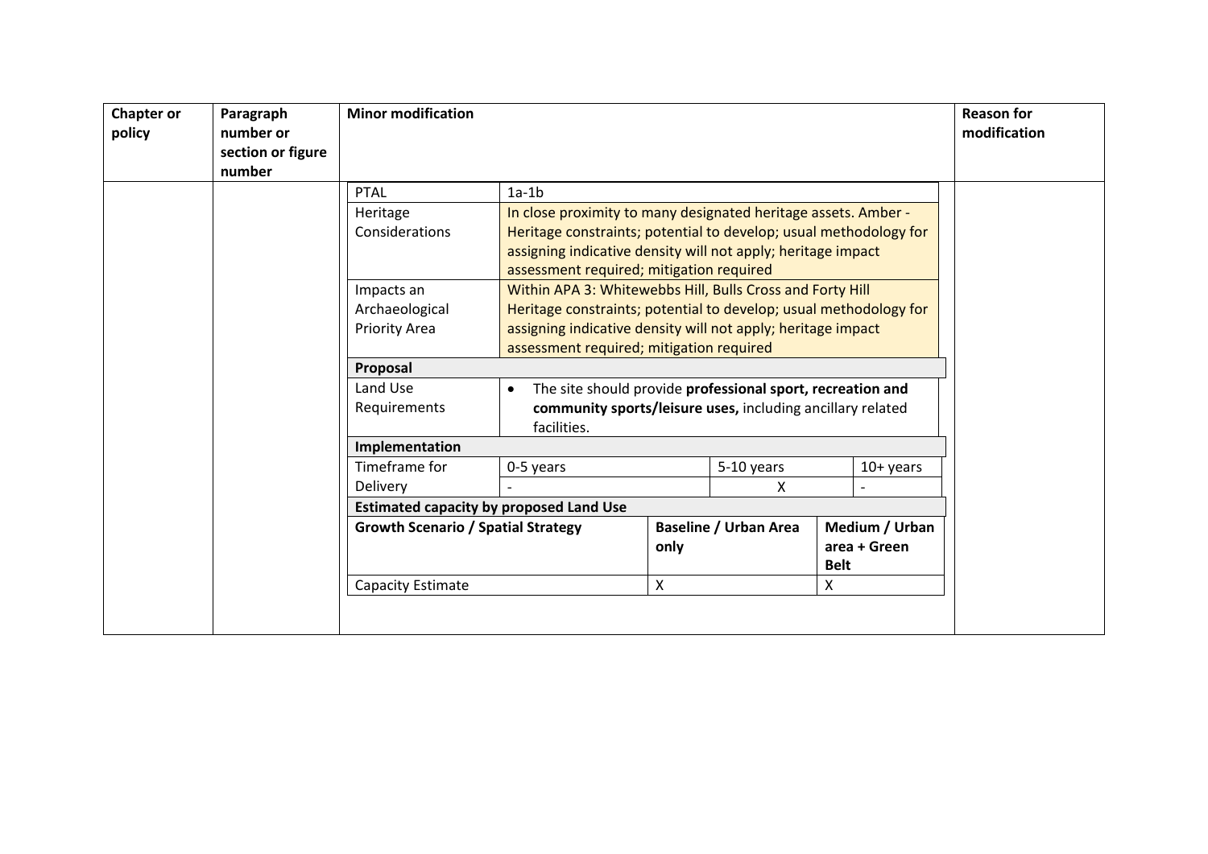| Chapter or policy | Paragraph number or section or figure number | Minor modification | Reason for modification |
| --- | --- | --- | --- |
| | | (nested table below) | |

| | | | | |
| --- | --- | --- | --- | --- |
| PTAL | 1a-1b | | | |
| Heritage Considerations | In close proximity to many designated heritage assets. Amber - Heritage constraints; potential to develop; usual methodology for assigning indicative density will not apply; heritage impact assessment required; mitigation required | | | |
| Impacts an Archaeological Priority Area | Within APA 3: Whitewebbs Hill, Bulls Cross and Forty Hill Heritage constraints; potential to develop; usual methodology for assigning indicative density will not apply; heritage impact assessment required; mitigation required | | | |
| **Proposal** | | | | |
| Land Use Requirements | • The site should provide **professional sport, recreation and community sports/leisure uses,** including ancillary related facilities. | | | |
| **Implementation** | | | | |
| Timeframe for Delivery | 0-5 years | 5-10 years | 10+ years | |
| | - | X | - | |
| **Estimated capacity by proposed Land Use** | | | | |
| **Growth Scenario / Spatial Strategy** | | **Baseline / Urban Area only** | **Medium / Urban area + Green Belt** | |
| Capacity Estimate | | X | X | |